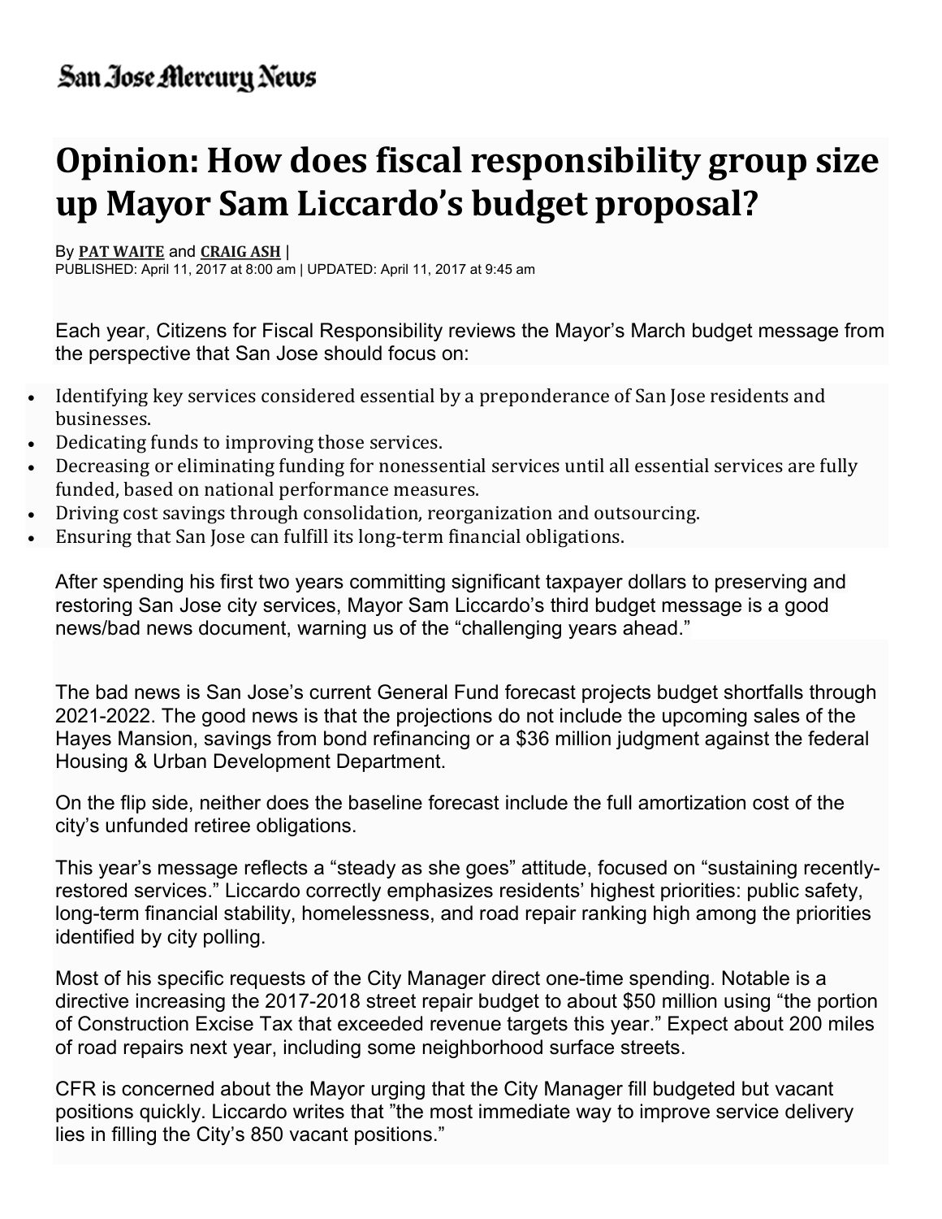San Jose Mercury News

# Opinion: How does fiscal responsibility group size up Mayor Sam Liccardo's budget proposal?

By **PAT WAITE** and **CRAIG ASH** |
PUBLISHED: April 11, 2017 at 8:00 am | UPDATED: April 11, 2017 at 9:45 am

Each year, Citizens for Fiscal Responsibility reviews the Mayor's March budget message from the perspective that San Jose should focus on:

- Identifying key services considered essential by a preponderance of San Jose residents and businesses.
- Dedicating funds to improving those services.
- Decreasing or eliminating funding for nonessential services until all essential services are fully funded, based on national performance measures.
- Driving cost savings through consolidation, reorganization and outsourcing.
- Ensuring that San Jose can fulfill its long-term financial obligations.

After spending his first two years committing significant taxpayer dollars to preserving and restoring San Jose city services, Mayor Sam Liccardo's third budget message is a good news/bad news document, warning us of the "challenging years ahead."

The bad news is San Jose's current General Fund forecast projects budget shortfalls through 2021-2022. The good news is that the projections do not include the upcoming sales of the Hayes Mansion, savings from bond refinancing or a $36 million judgment against the federal Housing & Urban Development Department.

On the flip side, neither does the baseline forecast include the full amortization cost of the city's unfunded retiree obligations.

This year's message reflects a "steady as she goes" attitude, focused on "sustaining recently-restored services." Liccardo correctly emphasizes residents' highest priorities: public safety, long-term financial stability, homelessness, and road repair ranking high among the priorities identified by city polling.

Most of his specific requests of the City Manager direct one-time spending. Notable is a directive increasing the 2017-2018 street repair budget to about $50 million using "the portion of Construction Excise Tax that exceeded revenue targets this year." Expect about 200 miles of road repairs next year, including some neighborhood surface streets.

CFR is concerned about the Mayor urging that the City Manager fill budgeted but vacant positions quickly. Liccardo writes that "the most immediate way to improve service delivery lies in filling the City's 850 vacant positions."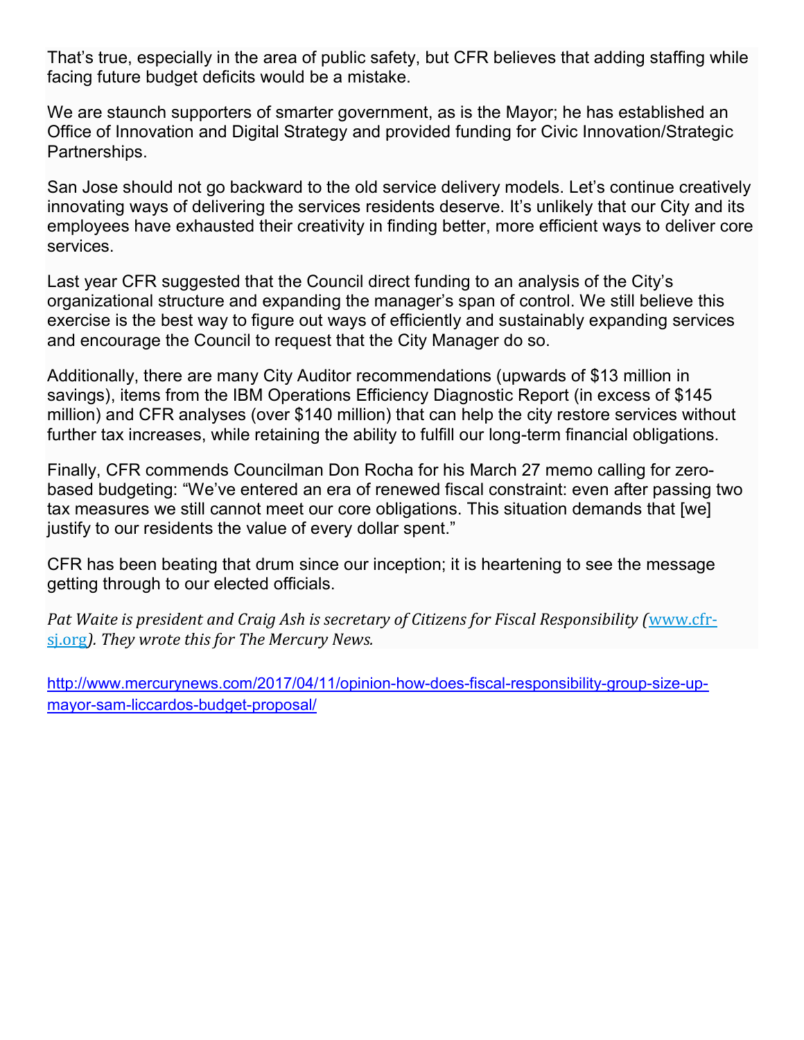That's true, especially in the area of public safety, but CFR believes that adding staffing while facing future budget deficits would be a mistake.

We are staunch supporters of smarter government, as is the Mayor; he has established an Office of Innovation and Digital Strategy and provided funding for Civic Innovation/Strategic Partnerships.

San Jose should not go backward to the old service delivery models. Let's continue creatively innovating ways of delivering the services residents deserve. It's unlikely that our City and its employees have exhausted their creativity in finding better, more efficient ways to deliver core services.

Last year CFR suggested that the Council direct funding to an analysis of the City's organizational structure and expanding the manager's span of control. We still believe this exercise is the best way to figure out ways of efficiently and sustainably expanding services and encourage the Council to request that the City Manager do so.

Additionally, there are many City Auditor recommendations (upwards of $13 million in savings), items from the IBM Operations Efficiency Diagnostic Report (in excess of $145 million) and CFR analyses (over $140 million) that can help the city restore services without further tax increases, while retaining the ability to fulfill our long-term financial obligations.

Finally, CFR commends Councilman Don Rocha for his March 27 memo calling for zero-based budgeting: "We've entered an era of renewed fiscal constraint: even after passing two tax measures we still cannot meet our core obligations. This situation demands that [we] justify to our residents the value of every dollar spent."

CFR has been beating that drum since our inception; it is heartening to see the message getting through to our elected officials.

*Pat Waite is president and Craig Ash is secretary of Citizens for Fiscal Responsibility (www.cfr-sj.org). They wrote this for The Mercury News.*

http://www.mercurynews.com/2017/04/11/opinion-how-does-fiscal-responsibility-group-size-up-mayor-sam-liccardos-budget-proposal/